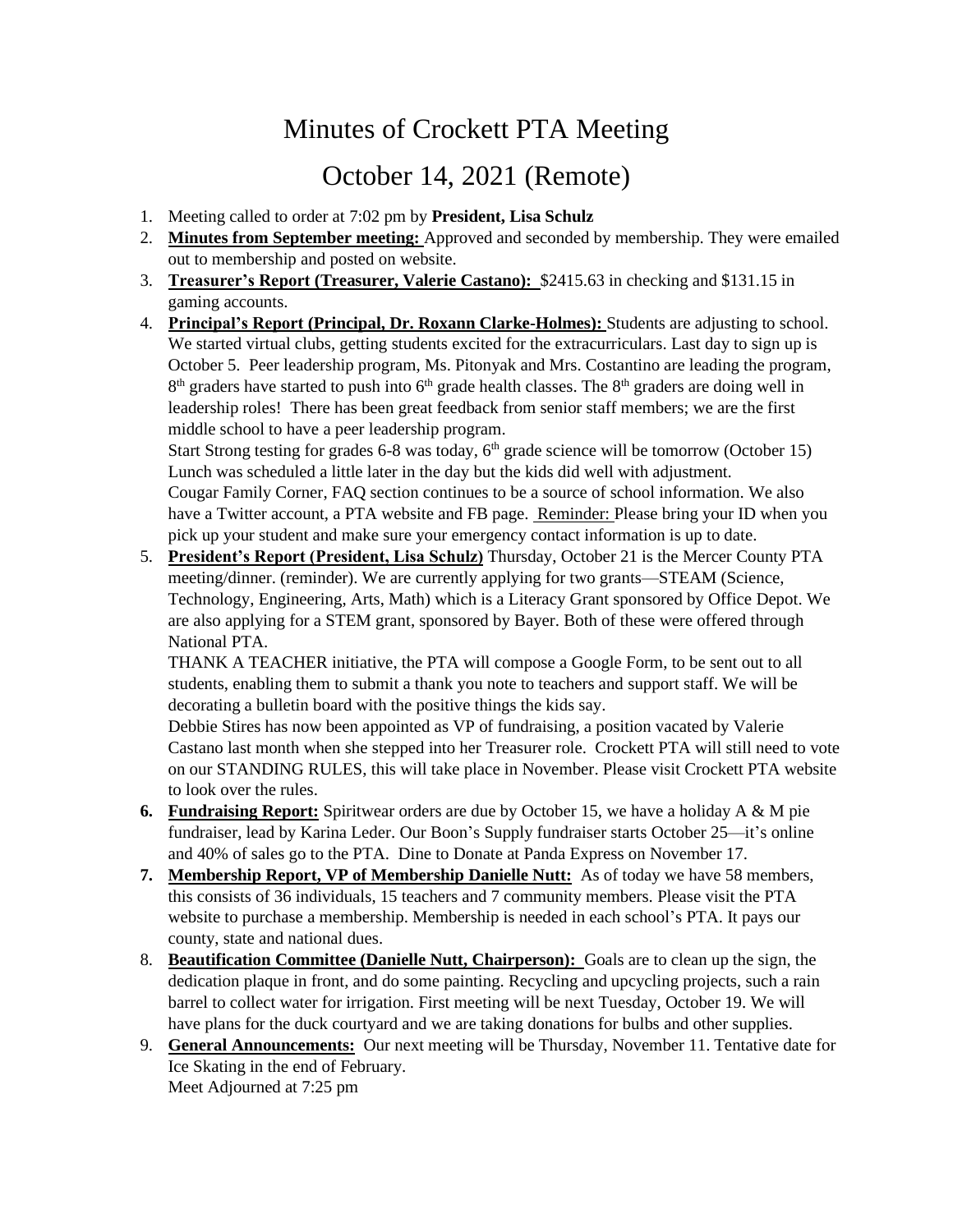# Minutes of Crockett PTA Meeting

## October 14, 2021 (Remote)

1. Meeting called to order at 7:02 pm by **President, Lisa Schulz**
2. **Minutes from September meeting:** Approved and seconded by membership. They were emailed out to membership and posted on website.
3. **Treasurer's Report (Treasurer, Valerie Castano):** $2415.63 in checking and $131.15 in gaming accounts.
4. **Principal's Report (Principal, Dr. Roxann Clarke-Holmes):** Students are adjusting to school. We started virtual clubs, getting students excited for the extracurriculars. Last day to sign up is October 5. Peer leadership program, Ms. Pitonyak and Mrs. Costantino are leading the program, 8th graders have started to push into 6th grade health classes. The 8th graders are doing well in leadership roles! There has been great feedback from senior staff members; we are the first middle school to have a peer leadership program.
   Start Strong testing for grades 6-8 was today, 6th grade science will be tomorrow (October 15) Lunch was scheduled a little later in the day but the kids did well with adjustment.
   Cougar Family Corner, FAQ section continues to be a source of school information. We also have a Twitter account, a PTA website and FB page. Reminder: Please bring your ID when you pick up your student and make sure your emergency contact information is up to date.
5. **President's Report (President, Lisa Schulz)** Thursday, October 21 is the Mercer County PTA meeting/dinner. (reminder). We are currently applying for two grants—STEAM (Science, Technology, Engineering, Arts, Math) which is a Literacy Grant sponsored by Office Depot. We are also applying for a STEM grant, sponsored by Bayer. Both of these were offered through National PTA.
   THANK A TEACHER initiative, the PTA will compose a Google Form, to be sent out to all students, enabling them to submit a thank you note to teachers and support staff. We will be decorating a bulletin board with the positive things the kids say.
   Debbie Stires has now been appointed as VP of fundraising, a position vacated by Valerie Castano last month when she stepped into her Treasurer role. Crockett PTA will still need to vote on our STANDING RULES, this will take place in November. Please visit Crockett PTA website to look over the rules.
6. **Fundraising Report:** Spiritwear orders are due by October 15, we have a holiday A & M pie fundraiser, lead by Karina Leder. Our Boon's Supply fundraiser starts October 25—it's online and 40% of sales go to the PTA. Dine to Donate at Panda Express on November 17.
7. **Membership Report, VP of Membership Danielle Nutt:** As of today we have 58 members, this consists of 36 individuals, 15 teachers and 7 community members. Please visit the PTA website to purchase a membership. Membership is needed in each school's PTA. It pays our county, state and national dues.
8. **Beautification Committee (Danielle Nutt, Chairperson):** Goals are to clean up the sign, the dedication plaque in front, and do some painting. Recycling and upcycling projects, such a rain barrel to collect water for irrigation. First meeting will be next Tuesday, October 19. We will have plans for the duck courtyard and we are taking donations for bulbs and other supplies.
9. **General Announcements:** Our next meeting will be Thursday, November 11. Tentative date for Ice Skating in the end of February.
   Meet Adjourned at 7:25 pm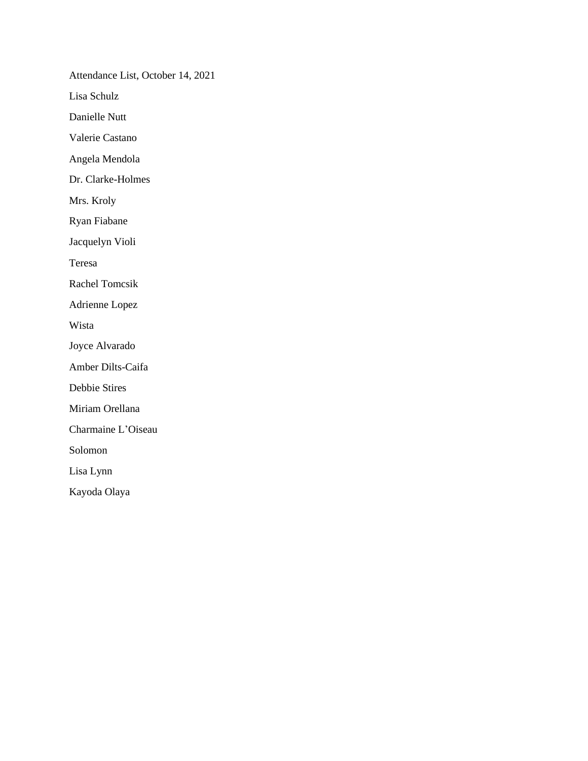Attendance List, October 14, 2021

Lisa Schulz

Danielle Nutt

Valerie Castano

Angela Mendola

Dr. Clarke-Holmes

Mrs. Kroly

Ryan Fiabane

Jacquelyn Violi

Teresa

Rachel Tomcsik

Adrienne Lopez

Wista

Joyce Alvarado

Amber Dilts-Caifa

Debbie Stires

Miriam Orellana

Charmaine L'Oiseau

Solomon

Lisa Lynn

Kayoda Olaya